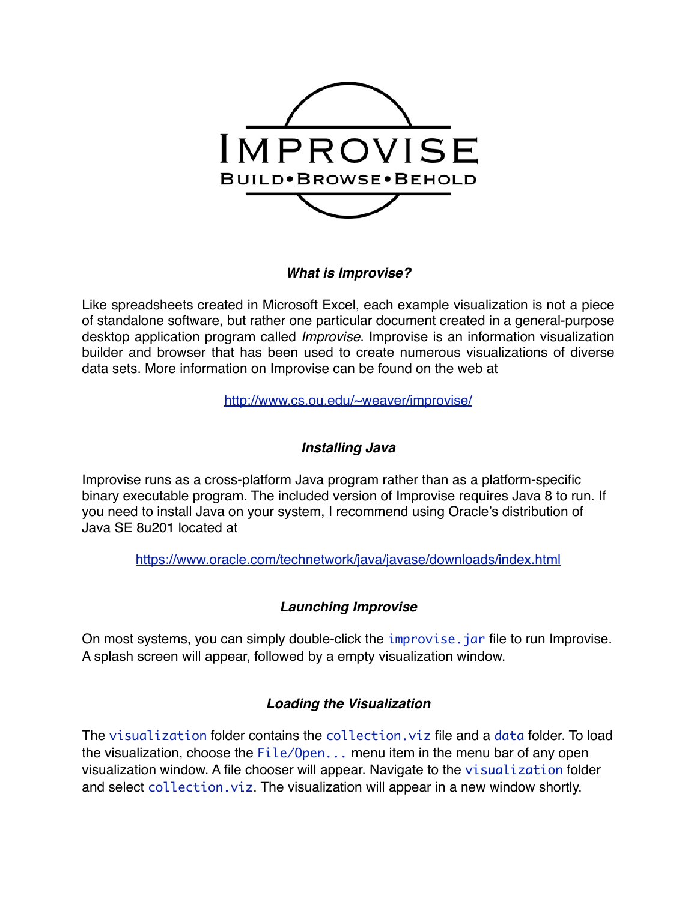# IMPROVISE

BUILD•BROWSE•BEHOLD

### *What is Improvise?*

Like spreadsheets created in Microsoft Excel, each example visualization is not a piece of standalone software, but rather one particular document created in a general-purpose desktop application program called *Improvise*. Improvise is an information visualization builder and browser that has been used to create numerous visualizations of diverse data sets. More information on Improvise can be found on the web at

http://www.cs.ou.edu/~weaver/improvise/

### *Installing Java*

Improvise runs as a cross-platform Java program rather than as a platform-specific binary executable program. The included version of Improvise requires Java 8 to run. If you need to install Java on your system, I recommend using Oracle's distribution of Java SE 8u201 located at

https://www.oracle.com/technetwork/java/javase/downloads/index.html

### *Launching Improvise*

On most systems, you can simply double-click the `improvise.jar` file to run Improvise. A splash screen will appear, followed by a empty visualization window.

### *Loading the Visualization*

The `visualization` folder contains the `collection.viz` file and a `data` folder. To load the visualization, choose the `File/Open...` menu item in the menu bar of any open visualization window. A file chooser will appear. Navigate to the `visualization` folder and select `collection.viz`. The visualization will appear in a new window shortly.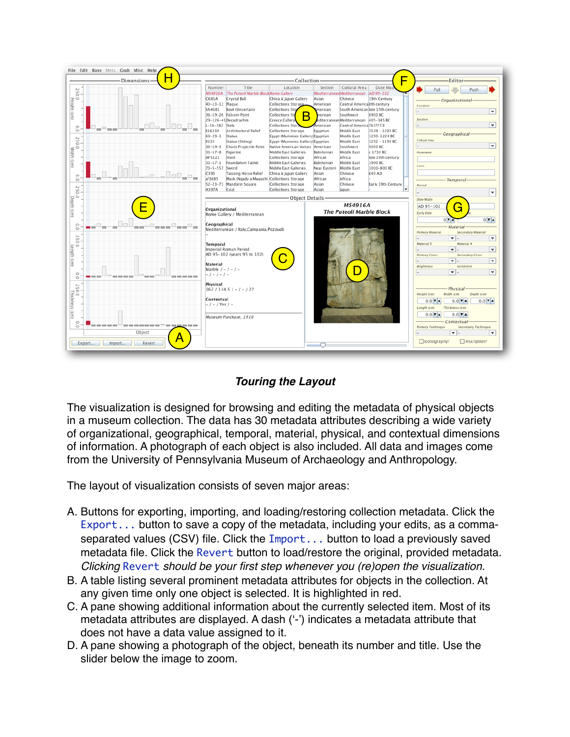### *Touring the Layout*

The visualization is designed for browsing and editing the metadata of physical objects in a museum collection. The data has 30 metadata attributes describing a wide variety of organizational, geographical, temporal, material, physical, and contextual dimensions of information. A photograph of each object is also included. All data and images come from the University of Pennsylvania Museum of Archaeology and Anthropology.

The layout of visualization consists of seven major areas:

A. Buttons for exporting, importing, and loading/restoring collection metadata. Click the `Export...` button to save a copy of the metadata, including your edits, as a comma-separated values (CSV) file. Click the `Import...` button to load a previously saved metadata file. Click the `Revert` button to load/restore the original, provided metadata. *Clicking* `Revert` *should be your first step whenever you (re)open the visualization.*
B. A table listing several prominent metadata attributes for objects in the collection. At any given time only one object is selected. It is highlighted in red.
C. A pane showing additional information about the currently selected item. Most of its metadata attributes are displayed. A dash ('-') indicates a metadata attribute that does not have a data value assigned to it.
D. A pane showing a photograph of the object, beneath its number and title. Use the slider below the image to zoom.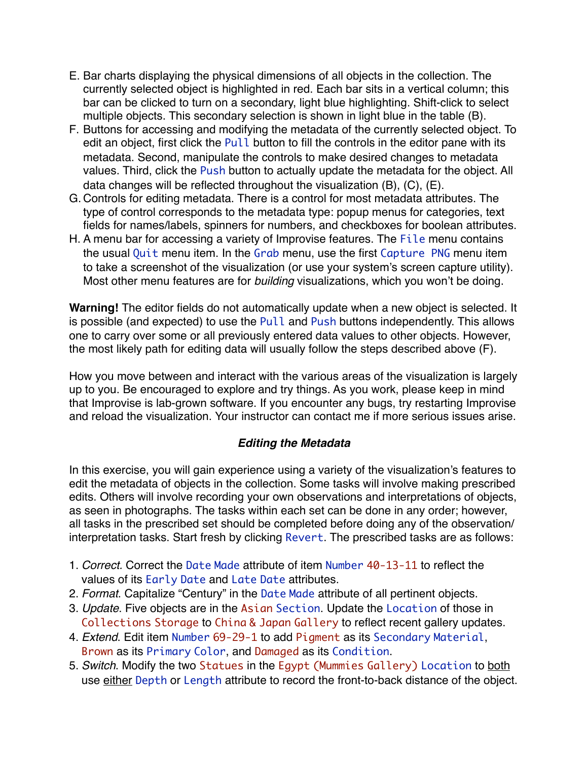E. Bar charts displaying the physical dimensions of all objects in the collection. The currently selected object is highlighted in red. Each bar sits in a vertical column; this bar can be clicked to turn on a secondary, light blue highlighting. Shift-click to select multiple objects. This secondary selection is shown in light blue in the table (B).

F. Buttons for accessing and modifying the metadata of the currently selected object. To edit an object, first click the `Pull` button to fill the controls in the editor pane with its metadata. Second, manipulate the controls to make desired changes to metadata values. Third, click the `Push` button to actually update the metadata for the object. All data changes will be reflected throughout the visualization (B), (C), (E).

G. Controls for editing metadata. There is a control for most metadata attributes. The type of control corresponds to the metadata type: popup menus for categories, text fields for names/labels, spinners for numbers, and checkboxes for boolean attributes.

H. A menu bar for accessing a variety of Improvise features. The `File` menu contains the usual `Quit` menu item. In the `Grab` menu, use the first `Capture PNG` menu item to take a screenshot of the visualization (or use your system's screen capture utility). Most other menu features are for *building* visualizations, which you won't be doing.

**Warning!** The editor fields do not automatically update when a new object is selected. It is possible (and expected) to use the `Pull` and `Push` buttons independently. This allows one to carry over some or all previously entered data values to other objects. However, the most likely path for editing data will usually follow the steps described above (F).

How you move between and interact with the various areas of the visualization is largely up to you. Be encouraged to explore and try things. As you work, please keep in mind that Improvise is lab-grown software. If you encounter any bugs, try restarting Improvise and reload the visualization. Your instructor can contact me if more serious issues arise.

### *Editing the Metadata*

In this exercise, you will gain experience using a variety of the visualization's features to edit the metadata of objects in the collection. Some tasks will involve making prescribed edits. Others will involve recording your own observations and interpretations of objects, as seen in photographs. The tasks within each set can be done in any order; however, all tasks in the prescribed set should be completed before doing any of the observation/interpretation tasks. Start fresh by clicking `Revert`. The prescribed tasks are as follows:

1. *Correct.* Correct the `Date Made` attribute of item `Number` `40-13-11` to reflect the values of its `Early Date` and `Late Date` attributes.
2. *Format.* Capitalize "Century" in the `Date Made` attribute of all pertinent objects.
3. *Update.* Five objects are in the `Asian Section`. Update the `Location` of those in `Collections Storage` to `China & Japan Gallery` to reflect recent gallery updates.
4. *Extend.* Edit item `Number` `69-29-1` to add `Pigment` as its `Secondary Material`, `Brown` as its `Primary Color`, and `Damaged` as its `Condition`.
5. *Switch.* Modify the two `Statues` in the `Egypt (Mummies Gallery)` `Location` to both use either `Depth` or `Length` attribute to record the front-to-back distance of the object.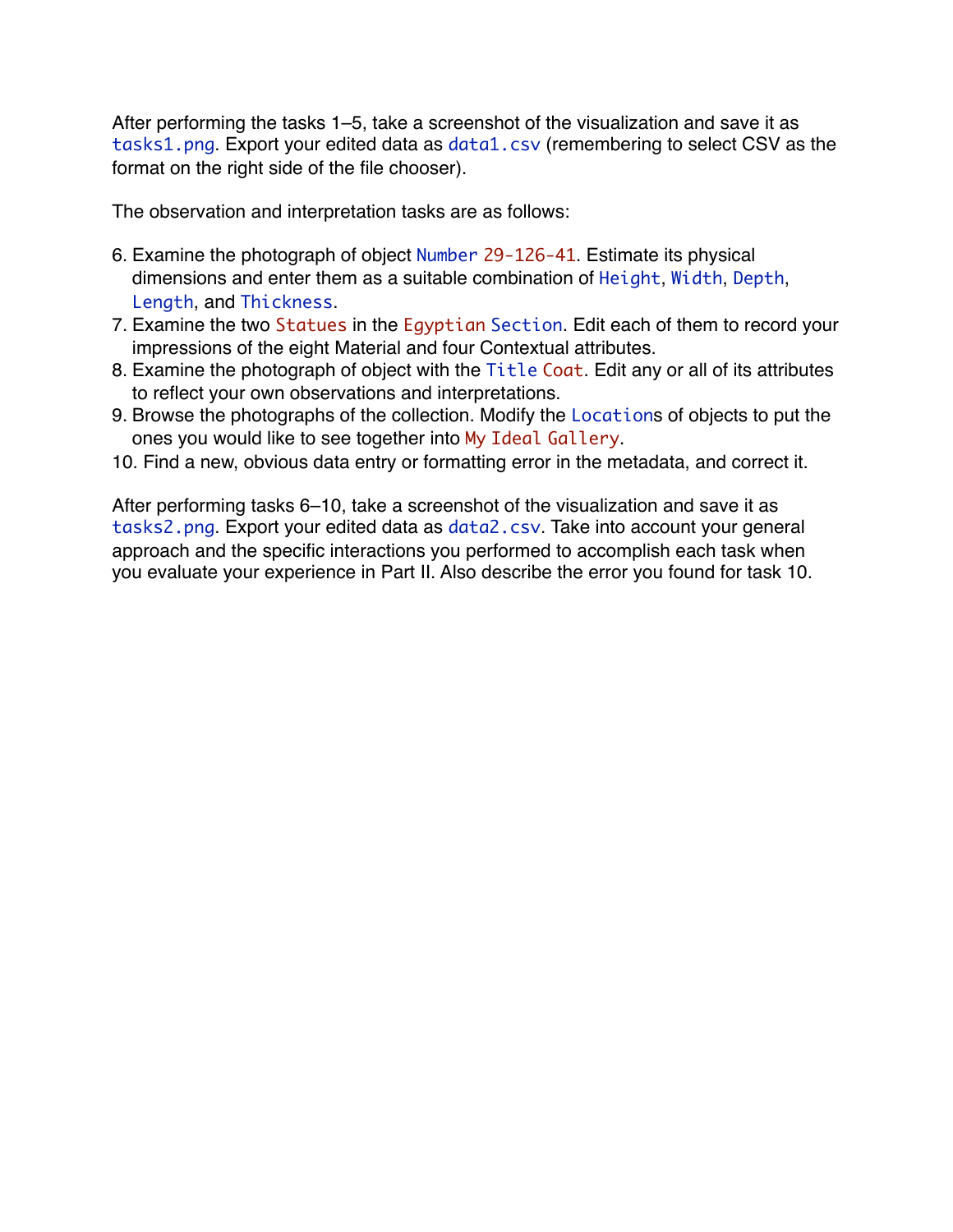After performing the tasks 1–5, take a screenshot of the visualization and save it as `tasks1.png`. Export your edited data as `data1.csv` (remembering to select CSV as the format on the right side of the file chooser).

The observation and interpretation tasks are as follows:

6. Examine the photograph of object `Number` `29-126-41`. Estimate its physical dimensions and enter them as a suitable combination of `Height`, `Width`, `Depth`, `Length`, and `Thickness`.
7. Examine the two `Statues` in the `Egyptian` `Section`. Edit each of them to record your impressions of the eight Material and four Contextual attributes.
8. Examine the photograph of object with the `Title` `Coat`. Edit any or all of its attributes to reflect your own observations and interpretations.
9. Browse the photographs of the collection. Modify the `Location`s of objects to put the ones you would like to see together into `My Ideal Gallery`.
10. Find a new, obvious data entry or formatting error in the metadata, and correct it.

After performing tasks 6–10, take a screenshot of the visualization and save it as `tasks2.png`. Export your edited data as `data2.csv`. Take into account your general approach and the specific interactions you performed to accomplish each task when you evaluate your experience in Part II. Also describe the error you found for task 10.